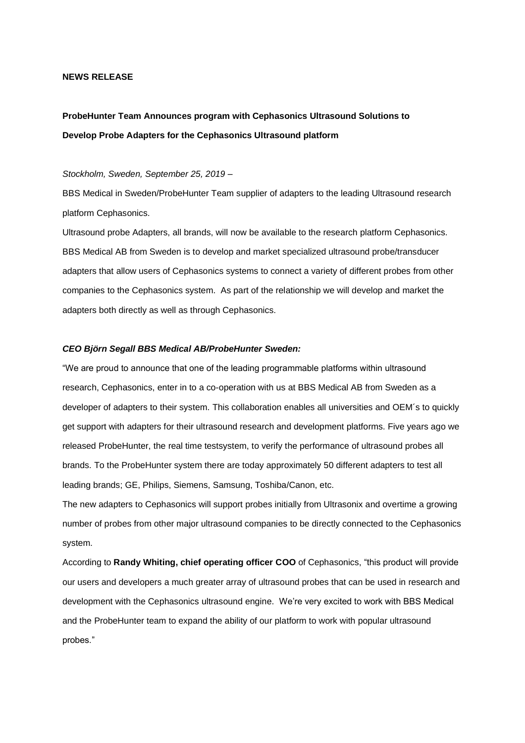**NEWS RELEASE**

**ProbeHunter Team Announces program with Cephasonics Ultrasound Solutions to Develop Probe Adapters for the Cephasonics Ultrasound platform**

*Stockholm, Sweden, September 25, 2019* –

BBS Medical in Sweden/ProbeHunter Team supplier of adapters to the leading Ultrasound research platform Cephasonics.

Ultrasound probe Adapters, all brands, will now be available to the research platform Cephasonics. BBS Medical AB from Sweden is to develop and market specialized ultrasound probe/transducer adapters that allow users of Cephasonics systems to connect a variety of different probes from other companies to the Cephasonics system. As part of the relationship we will develop and market the adapters both directly as well as through Cephasonics.

***CEO Björn Segall BBS Medical AB/ProbeHunter Sweden:***

"We are proud to announce that one of the leading programmable platforms within ultrasound research, Cephasonics, enter in to a co-operation with us at BBS Medical AB from Sweden as a developer of adapters to their system. This collaboration enables all universities and OEM´s to quickly get support with adapters for their ultrasound research and development platforms. Five years ago we released ProbeHunter, the real time testsystem, to verify the performance of ultrasound probes all brands. To the ProbeHunter system there are today approximately 50 different adapters to test all leading brands; GE, Philips, Siemens, Samsung, Toshiba/Canon, etc.

The new adapters to Cephasonics will support probes initially from Ultrasonix and overtime a growing number of probes from other major ultrasound companies to be directly connected to the Cephasonics system.

According to **Randy Whiting, chief operating officer COO** of Cephasonics, "this product will provide our users and developers a much greater array of ultrasound probes that can be used in research and development with the Cephasonics ultrasound engine. We're very excited to work with BBS Medical and the ProbeHunter team to expand the ability of our platform to work with popular ultrasound probes."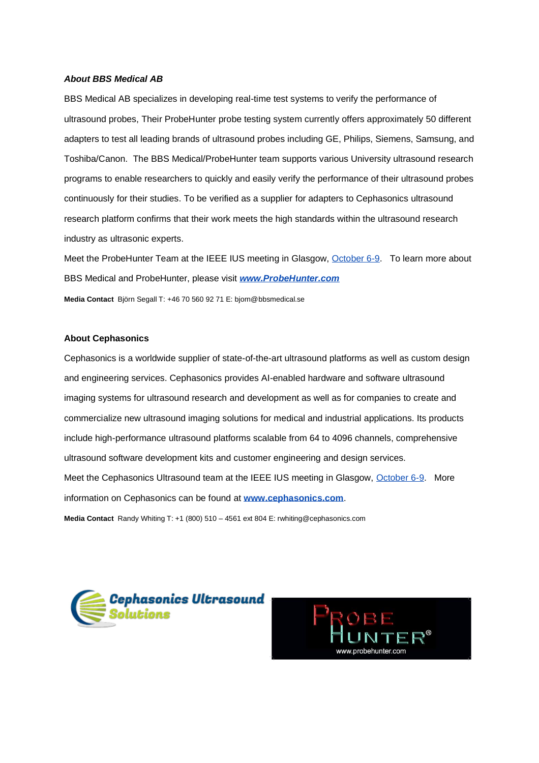***About BBS Medical AB***

BBS Medical AB specializes in developing real-time test systems to verify the performance of ultrasound probes, Their ProbeHunter probe testing system currently offers approximately 50 different adapters to test all leading brands of ultrasound probes including GE, Philips, Siemens, Samsung, and Toshiba/Canon. The BBS Medical/ProbeHunter team supports various University ultrasound research programs to enable researchers to quickly and easily verify the performance of their ultrasound probes continuously for their studies. To be verified as a supplier for adapters to Cephasonics ultrasound research platform confirms that their work meets the high standards within the ultrasound research industry as ultrasonic experts.

Meet the ProbeHunter Team at the IEEE IUS meeting in Glasgow, October 6-9. To learn more about BBS Medical and ProbeHunter, please visit ***www.ProbeHunter.com***

**Media Contact** Björn Segall T: +46 70 560 92 71 E: bjorn@bbsmedical.se

**About Cephasonics**

Cephasonics is a worldwide supplier of state-of-the-art ultrasound platforms as well as custom design and engineering services. Cephasonics provides AI-enabled hardware and software ultrasound imaging systems for ultrasound research and development as well as for companies to create and commercialize new ultrasound imaging solutions for medical and industrial applications. Its products include high-performance ultrasound platforms scalable from 64 to 4096 channels, comprehensive ultrasound software development kits and customer engineering and design services.

Meet the Cephasonics Ultrasound team at the IEEE IUS meeting in Glasgow, October 6-9. More information on Cephasonics can be found at **www.cephasonics.com**.

**Media Contact** Randy Whiting T: +1 (800) 510 – 4561 ext 804 E: rwhiting@cephasonics.com